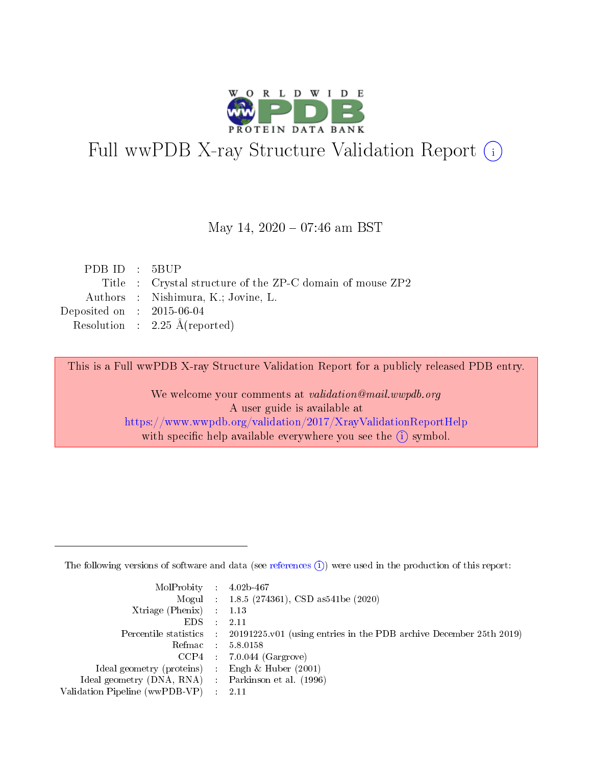# Full wwPDB X-ray Structure Validation Report (i)

May 14, 2020 – 07:46 am BST

| | | |
|---|---|---|
| PDB ID | : | 5BUP |
| Title | : | Crystal structure of the ZP-C domain of mouse ZP2 |
| Authors | : | Nishimura, K.; Jovine, L. |
| Deposited on | : | 2015-06-04 |
| Resolution | : | 2.25 Å(reported) |

This is a Full wwPDB X-ray Structure Validation Report for a publicly released PDB entry.

We welcome your comments at *validation@mail.wwpdb.org*
A user guide is available at
https://www.wwpdb.org/validation/2017/XrayValidationReportHelp
with specific help available everywhere you see the (i) symbol.

---

The following versions of software and data (see references (i)) were used in the production of this report:

| | | |
|---|---|---|
| MolProbity | : | 4.02b-467 |
| Mogul | : | 1.8.5 (274361), CSD as541be (2020) |
| Xtriage (Phenix) | : | 1.13 |
| EDS | : | 2.11 |
| Percentile statistics | : | 20191225.v01 (using entries in the PDB archive December 25th 2019) |
| Refmac | : | 5.8.0158 |
| CCP4 | : | 7.0.044 (Gargrove) |
| Ideal geometry (proteins) | : | Engh & Huber (2001) |
| Ideal geometry (DNA, RNA) | : | Parkinson et al. (1996) |
| Validation Pipeline (wwPDB-VP) | : | 2.11 |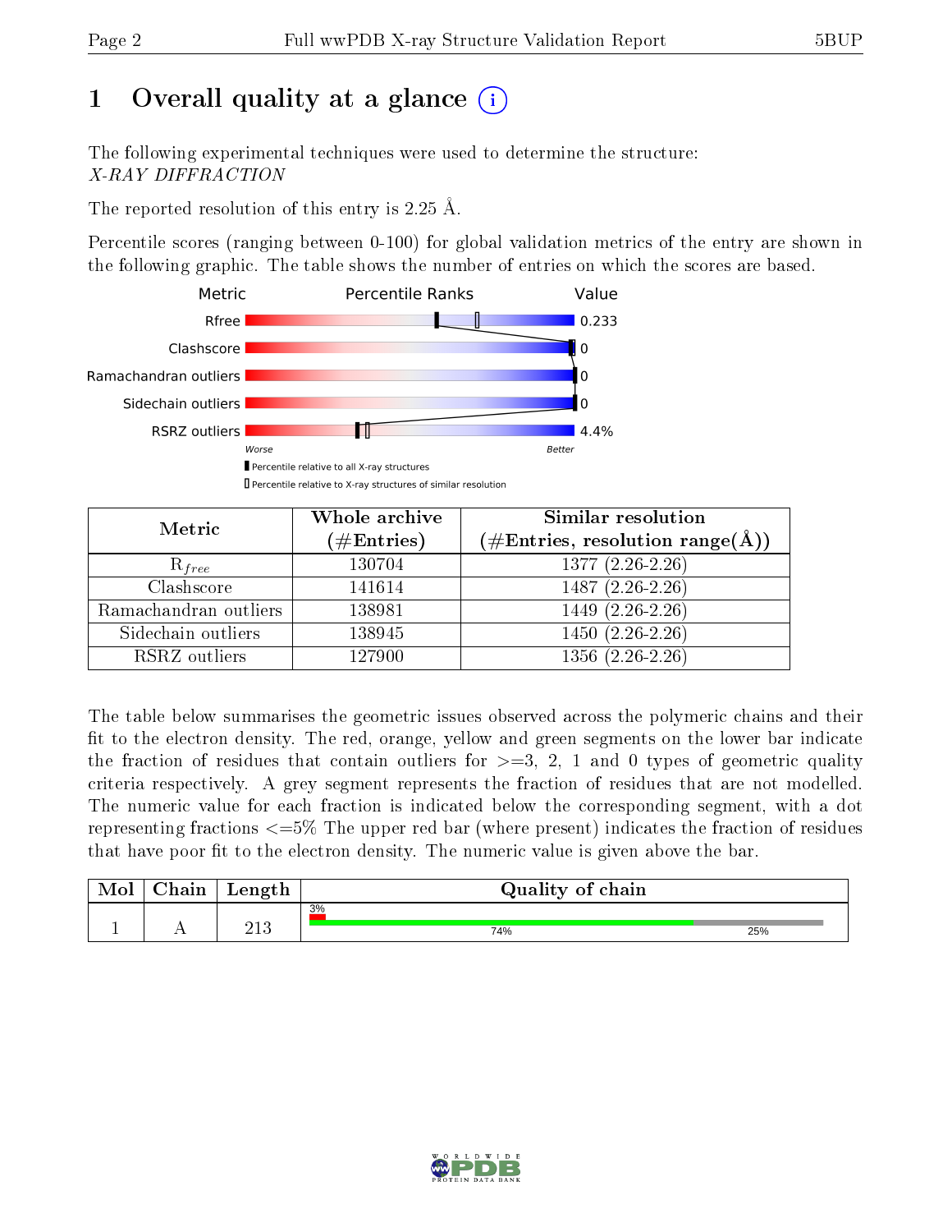# 1 Overall quality at a glance (i)

The following experimental techniques were used to determine the structure:
*X-RAY DIFFRACTION*

The reported resolution of this entry is 2.25 Å.

Percentile scores (ranging between 0-100) for global validation metrics of the entry are shown in the following graphic. The table shows the number of entries on which the scores are based.

| Metric | Value |
|---|---|
| Rfree | 0.233 |
| Clashscore | 0 |
| Ramachandran outliers | 0 |
| Sidechain outliers | 0 |
| RSRZ outliers | 4.4% |

Worse — Better

▮ Percentile relative to all X-ray structures
▯ Percentile relative to X-ray structures of similar resolution

| Metric | Whole archive (#Entries) | Similar resolution (#Entries, resolution range(Å)) |
|---|---|---|
| $R_{free}$ | 130704 | 1377 (2.26-2.26) |
| Clashscore | 141614 | 1487 (2.26-2.26) |
| Ramachandran outliers | 138981 | 1449 (2.26-2.26) |
| Sidechain outliers | 138945 | 1450 (2.26-2.26) |
| RSRZ outliers | 127900 | 1356 (2.26-2.26) |

The table below summarises the geometric issues observed across the polymeric chains and their fit to the electron density. The red, orange, yellow and green segments on the lower bar indicate the fraction of residues that contain outliers for >=3, 2, 1 and 0 types of geometric quality criteria respectively. A grey segment represents the fraction of residues that are not modelled. The numeric value for each fraction is indicated below the corresponding segment, with a dot representing fractions <=5% The upper red bar (where present) indicates the fraction of residues that have poor fit to the electron density. The numeric value is given above the bar.

| Mol | Chain | Length | Quality of chain |
|---|---|---|---|
| 1 | A | 213 | 3% (poor fit); 74% (green); 25% (grey) |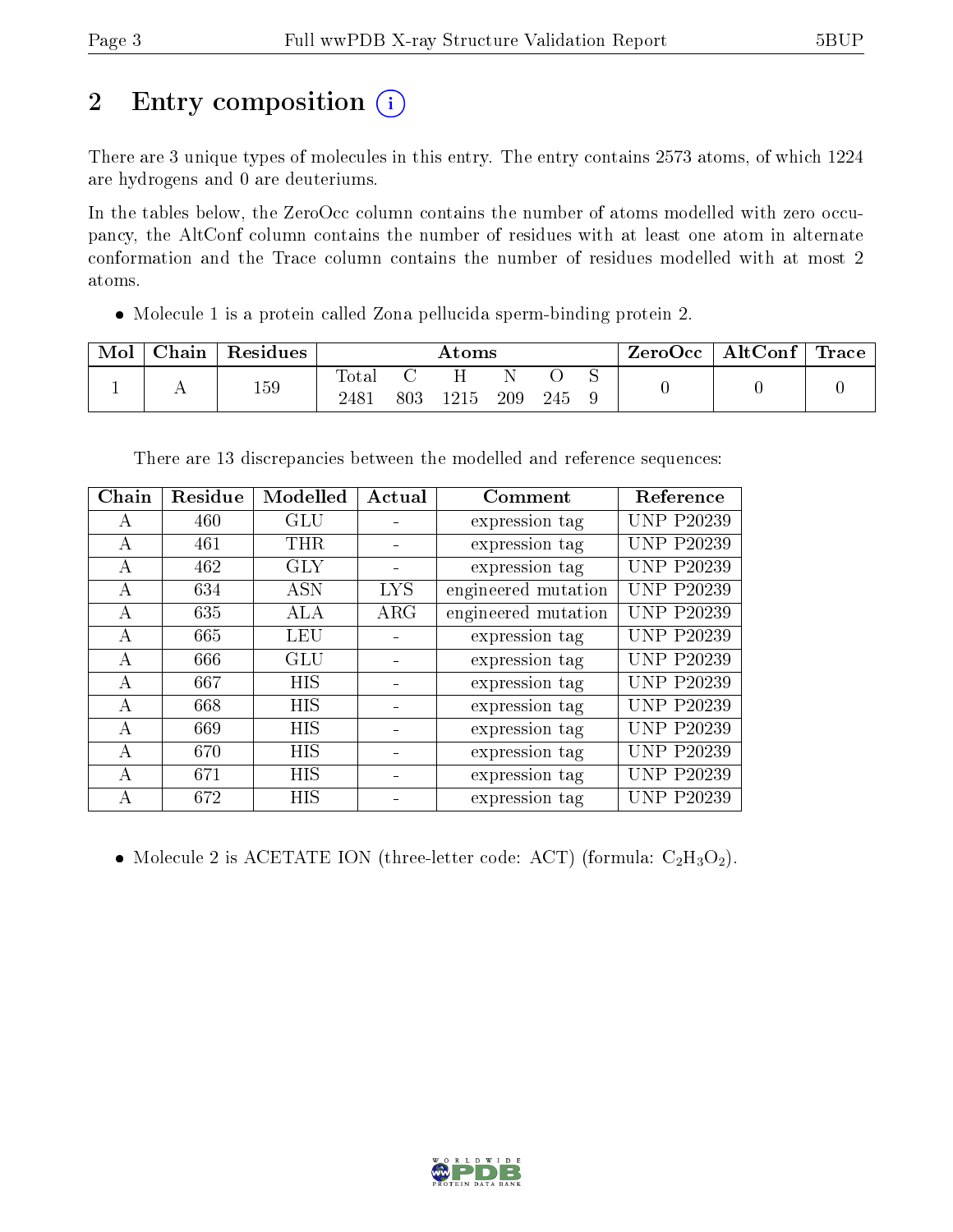# 2 Entry composition (i)

There are 3 unique types of molecules in this entry. The entry contains 2573 atoms, of which 1224 are hydrogens and 0 are deuteriums.

In the tables below, the ZeroOcc column contains the number of atoms modelled with zero occupancy, the AltConf column contains the number of residues with at least one atom in alternate conformation and the Trace column contains the number of residues modelled with at most 2 atoms.

- Molecule 1 is a protein called Zona pellucida sperm-binding protein 2.

| Mol | Chain | Residues | Atoms | | | | | | ZeroOcc | AltConf | Trace |
|---|---|---|---|---|---|---|---|---|---|---|---|
| | | | Total | C | H | N | O | S | | | |
| 1 | A | 159 | 2481 | 803 | 1215 | 209 | 245 | 9 | 0 | 0 | 0 |

There are 13 discrepancies between the modelled and reference sequences:

| Chain | Residue | Modelled | Actual | Comment | Reference |
|---|---|---|---|---|---|
| A | 460 | GLU | - | expression tag | UNP P20239 |
| A | 461 | THR | - | expression tag | UNP P20239 |
| A | 462 | GLY | - | expression tag | UNP P20239 |
| A | 634 | ASN | LYS | engineered mutation | UNP P20239 |
| A | 635 | ALA | ARG | engineered mutation | UNP P20239 |
| A | 665 | LEU | - | expression tag | UNP P20239 |
| A | 666 | GLU | - | expression tag | UNP P20239 |
| A | 667 | HIS | - | expression tag | UNP P20239 |
| A | 668 | HIS | - | expression tag | UNP P20239 |
| A | 669 | HIS | - | expression tag | UNP P20239 |
| A | 670 | HIS | - | expression tag | UNP P20239 |
| A | 671 | HIS | - | expression tag | UNP P20239 |
| A | 672 | HIS | - | expression tag | UNP P20239 |

- Molecule 2 is ACETATE ION (three-letter code: ACT) (formula: $C_2H_3O_2$).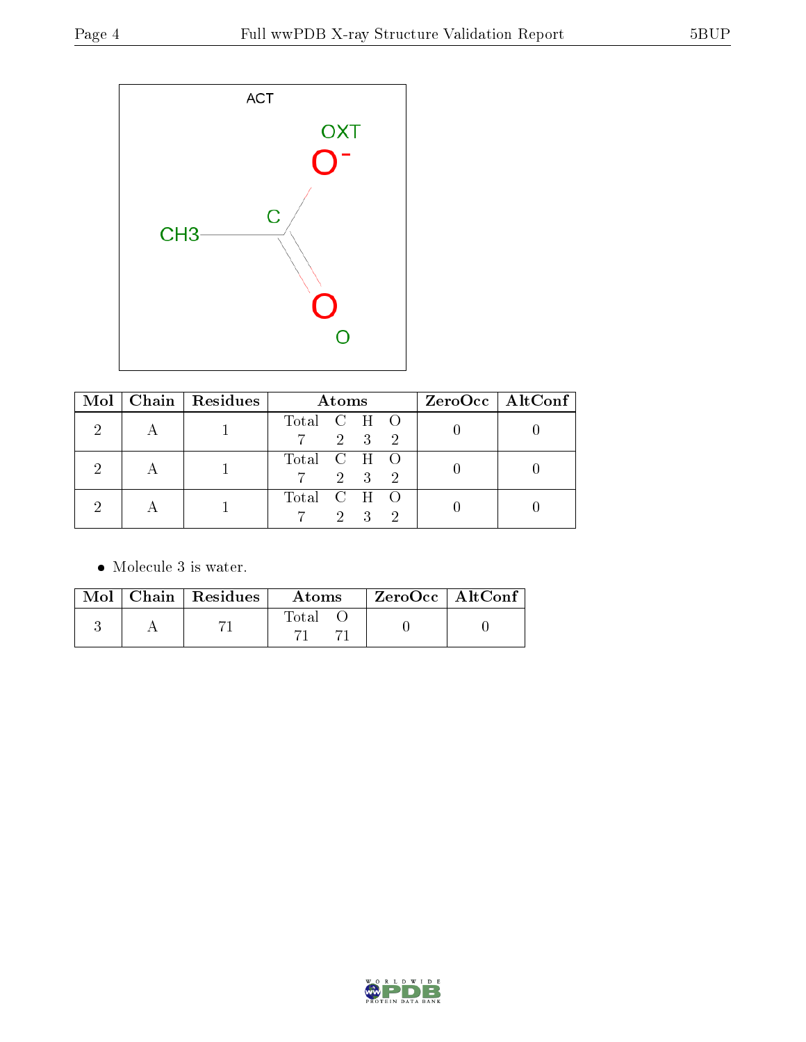| Mol | Chain | Residues | Atoms | | | | ZeroOcc | AltConf |
|---|---|---|---|---|---|---|---|---|
| | | | Total | C | H | O | | |
| 2 | A | 1 | 7 | 2 | 3 | 2 | 0 | 0 |
| 2 | A | 1 | 7 | 2 | 3 | 2 | 0 | 0 |
| 2 | A | 1 | 7 | 2 | 3 | 2 | 0 | 0 |

- Molecule 3 is water.

| Mol | Chain | Residues | Atoms | | ZeroOcc | AltConf |
|---|---|---|---|---|---|---|
| | | | Total | O | | |
| 3 | A | 71 | 71 | 71 | 0 | 0 |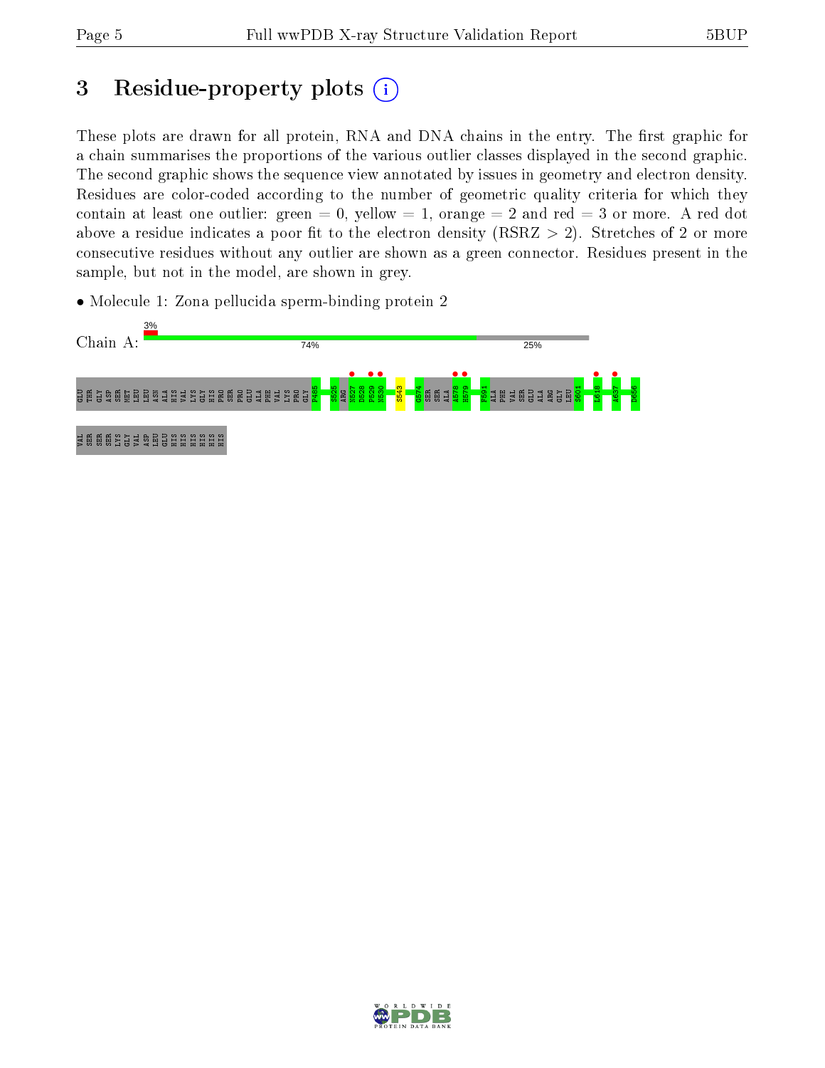# 3 Residue-property plots

These plots are drawn for all protein, RNA and DNA chains in the entry. The first graphic for a chain summarises the proportions of the various outlier classes displayed in the second graphic. The second graphic shows the sequence view annotated by issues in geometry and electron density. Residues are color-coded according to the number of geometric quality criteria for which they contain at least one outlier: green = 0, yellow = 1, orange = 2 and red = 3 or more. A red dot above a residue indicates a poor fit to the electron density (RSRZ > 2). Stretches of 2 or more consecutive residues without any outlier are shown as a green connector. Residues present in the sample, but not in the model, are shown in grey.

- Molecule 1: Zona pellucida sperm-binding protein 2

Chain A: 3% | 74% | 25%

GLU THR GLY ASP SER MET LEU LEU ASN ALA HIS VAL LYS GLY HIS PRO SER PRO GLU ALA PHE VAL LYS PRO GLY P485 S525 ARG N527 D528 P529 N530 S543 G574 SER SER ALA A578 H579 F591 ALA PHE VAL SER GLU ALA ARG GLY LEU S601 L618 A637 D656 VAL SER SER SER LYS GLY VAL ASP LEU GLU HIS HIS HIS HIS HIS HIS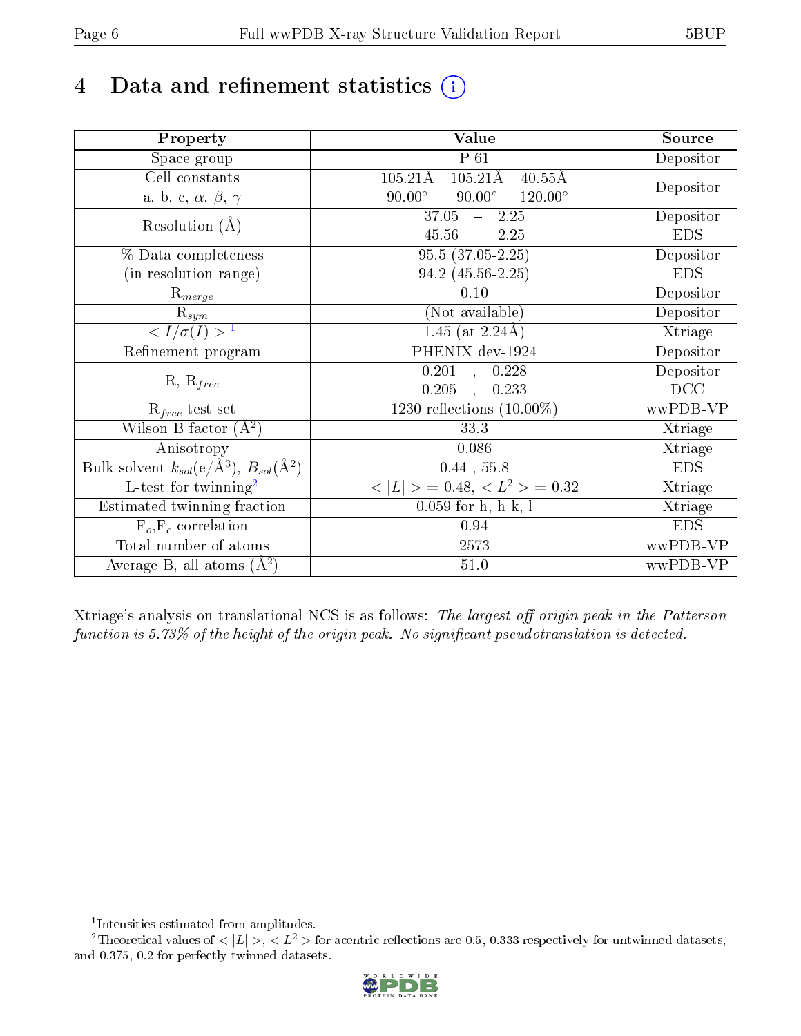# 4 Data and refinement statistics

| Property | Value | Source |
|---|---|---|
| Space group | P 61 | Depositor |
| Cell constants<br>a, b, c, $\alpha$, $\beta$, $\gamma$ | 105.21Å 105.21Å 40.55Å<br>90.00° 90.00° 120.00° | Depositor |
| Resolution (Å) | 37.05 – 2.25<br>45.56 – 2.25 | Depositor<br>EDS |
| % Data completeness<br>(in resolution range) | 95.5 (37.05-2.25)<br>94.2 (45.56-2.25) | Depositor<br>EDS |
| $R_{merge}$ | 0.10 | Depositor |
| $R_{sym}$ | (Not available) | Depositor |
| $< I/\sigma(I) >$ [1] | 1.45 (at 2.24Å) | Xtriage |
| Refinement program | PHENIX dev-1924 | Depositor |
| R, $R_{free}$ | 0.201 , 0.228<br>0.205 , 0.233 | Depositor<br>DCC |
| $R_{free}$ test set | 1230 reflections (10.00%) | wwPDB-VP |
| Wilson B-factor (Å$^2$) | 33.3 | Xtriage |
| Anisotropy | 0.086 | Xtriage |
| Bulk solvent $k_{sol}$(e/Å$^3$), $B_{sol}$(Å$^2$) | 0.44 , 55.8 | EDS |
| L-test for twinning[2] | $< \|L\| > = 0.48$, $< L^2 > = 0.32$ | Xtriage |
| Estimated twinning fraction | 0.059 for h,-h-k,-l | Xtriage |
| $F_o$,$F_c$ correlation | 0.94 | EDS |
| Total number of atoms | 2573 | wwPDB-VP |
| Average B, all atoms (Å$^2$) | 51.0 | wwPDB-VP |

Xtriage's analysis on translational NCS is as follows: *The largest off-origin peak in the Patterson function is 5.73% of the height of the origin peak. No significant pseudotranslation is detected.*

[1] Intensities estimated from amplitudes.

[2] Theoretical values of $< |L| >$, $< L^2 >$ for acentric reflections are 0.5, 0.333 respectively for untwinned datasets, and 0.375, 0.2 for perfectly twinned datasets.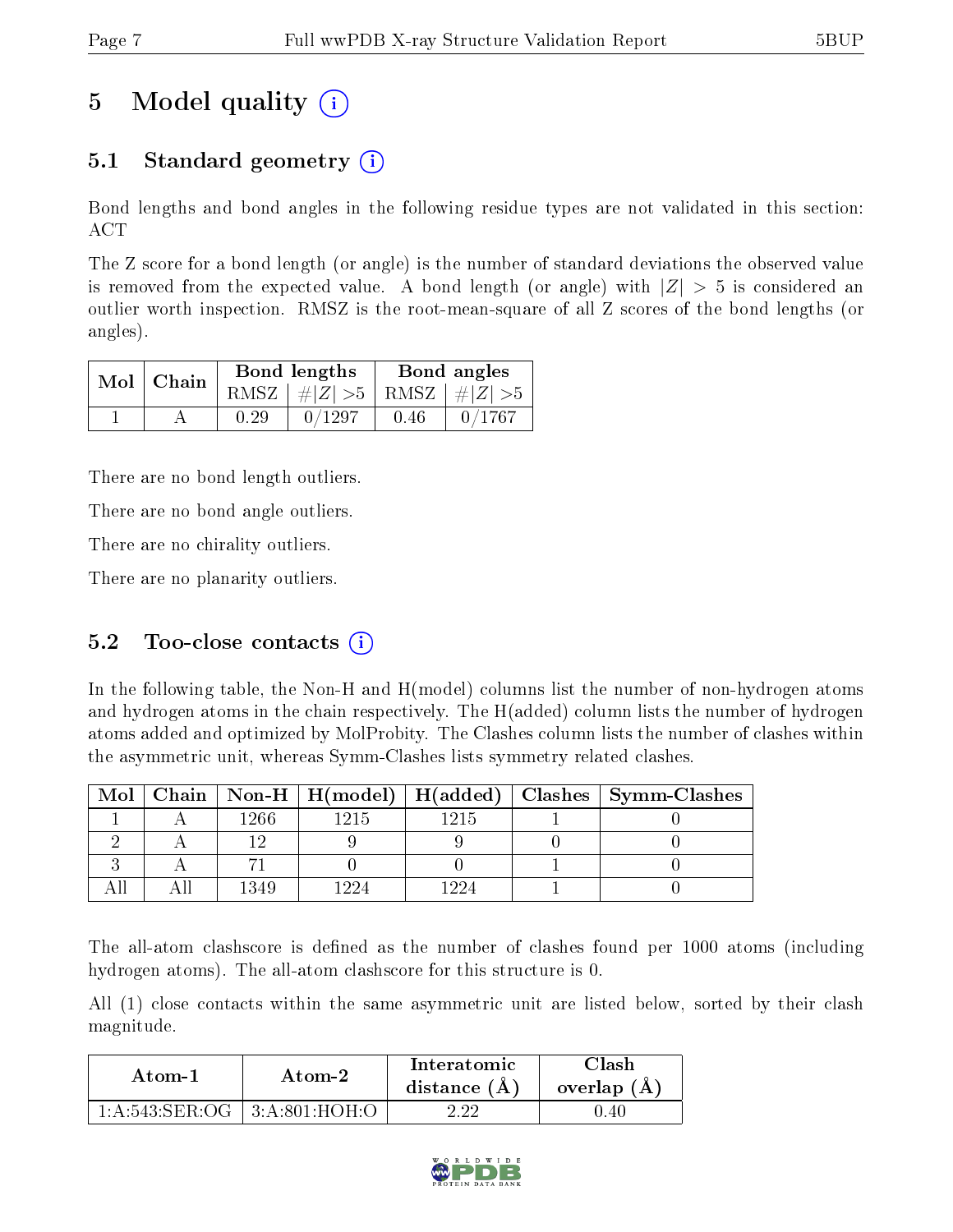# 5 Model quality

## 5.1 Standard geometry

Bond lengths and bond angles in the following residue types are not validated in this section: ACT

The Z score for a bond length (or angle) is the number of standard deviations the observed value is removed from the expected value. A bond length (or angle) with $|Z| > 5$ is considered an outlier worth inspection. RMSZ is the root-mean-square of all Z scores of the bond lengths (or angles).

| Mol | Chain | Bond lengths | | Bond angles | |
|---|---|---|---|---|---|
| | | RMSZ | #\|Z\| >5 | RMSZ | #\|Z\| >5 |
| 1 | A | 0.29 | 0/1297 | 0.46 | 0/1767 |

There are no bond length outliers.

There are no bond angle outliers.

There are no chirality outliers.

There are no planarity outliers.

## 5.2 Too-close contacts

In the following table, the Non-H and H(model) columns list the number of non-hydrogen atoms and hydrogen atoms in the chain respectively. The H(added) column lists the number of hydrogen atoms added and optimized by MolProbity. The Clashes column lists the number of clashes within the asymmetric unit, whereas Symm-Clashes lists symmetry related clashes.

| Mol | Chain | Non-H | H(model) | H(added) | Clashes | Symm-Clashes |
|---|---|---|---|---|---|---|
| 1 | A | 1266 | 1215 | 1215 | 1 | 0 |
| 2 | A | 12 | 9 | 9 | 0 | 0 |
| 3 | A | 71 | 0 | 0 | 1 | 0 |
| All | All | 1349 | 1224 | 1224 | 1 | 0 |

The all-atom clashscore is defined as the number of clashes found per 1000 atoms (including hydrogen atoms). The all-atom clashscore for this structure is 0.

All (1) close contacts within the same asymmetric unit are listed below, sorted by their clash magnitude.

| Atom-1 | Atom-2 | Interatomic distance (Å) | Clash overlap (Å) |
|---|---|---|---|
| 1:A:543:SER:OG | 3:A:801:HOH:O | 2.22 | 0.40 |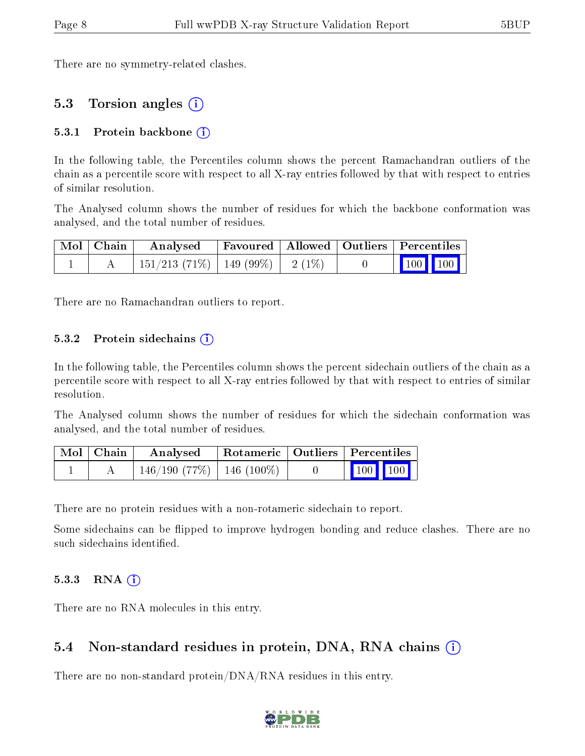There are no symmetry-related clashes.

## 5.3 Torsion angles (i)

### 5.3.1 Protein backbone (i)

In the following table, the Percentiles column shows the percent Ramachandran outliers of the chain as a percentile score with respect to all X-ray entries followed by that with respect to entries of similar resolution.

The Analysed column shows the number of residues for which the backbone conformation was analysed, and the total number of residues.

| Mol | Chain | Analysed | Favoured | Allowed | Outliers | Percentiles | |
|---|---|---|---|---|---|---|---|
| 1 | A | 151/213 (71%) | 149 (99%) | 2 (1%) | 0 | 100 | 100 |

There are no Ramachandran outliers to report.

### 5.3.2 Protein sidechains (i)

In the following table, the Percentiles column shows the percent sidechain outliers of the chain as a percentile score with respect to all X-ray entries followed by that with respect to entries of similar resolution.

The Analysed column shows the number of residues for which the sidechain conformation was analysed, and the total number of residues.

| Mol | Chain | Analysed | Rotameric | Outliers | Percentiles | |
|---|---|---|---|---|---|---|
| 1 | A | 146/190 (77%) | 146 (100%) | 0 | 100 | 100 |

There are no protein residues with a non-rotameric sidechain to report.

Some sidechains can be flipped to improve hydrogen bonding and reduce clashes. There are no such sidechains identified.

### 5.3.3 RNA (i)

There are no RNA molecules in this entry.

## 5.4 Non-standard residues in protein, DNA, RNA chains (i)

There are no non-standard protein/DNA/RNA residues in this entry.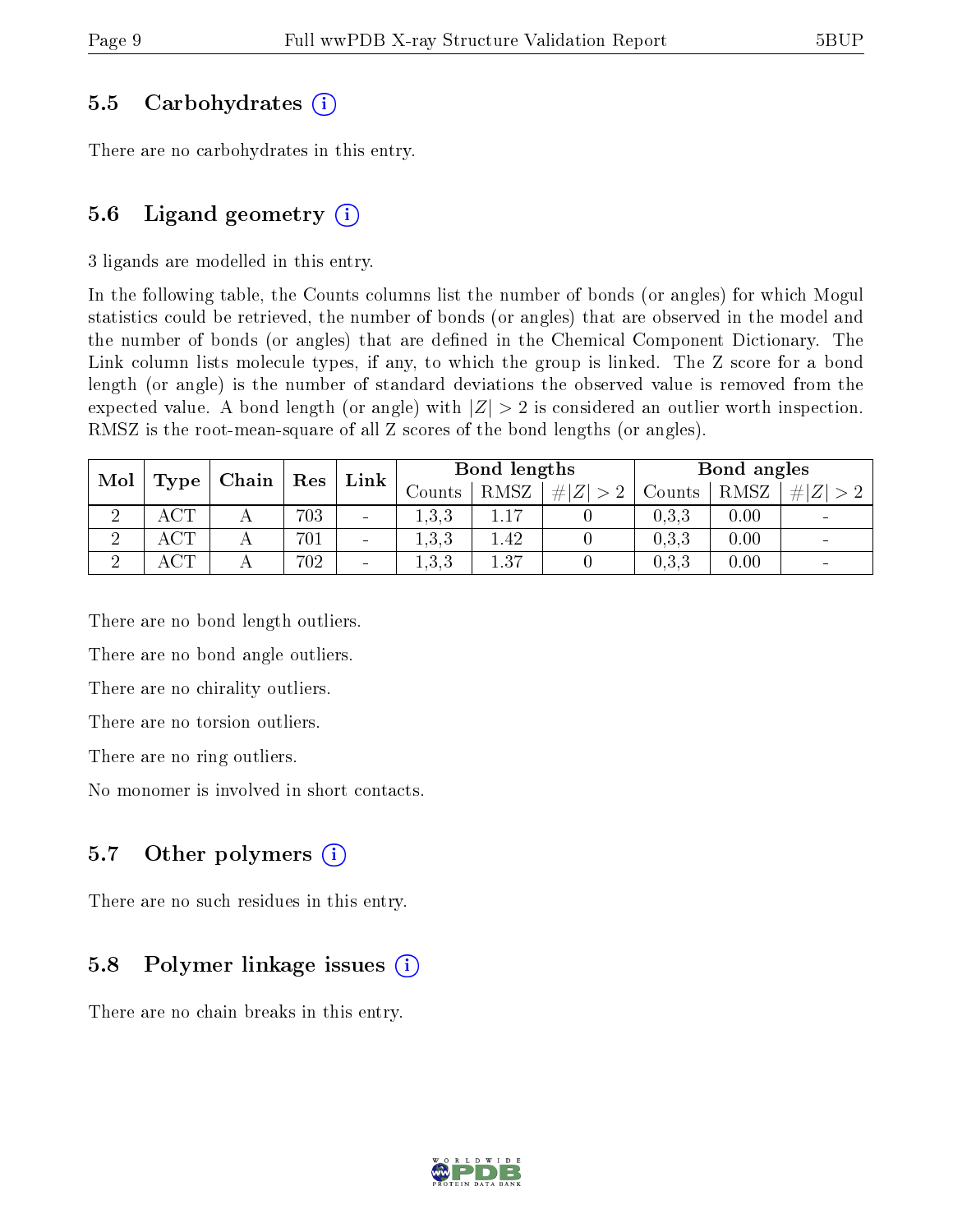## 5.5 Carbohydrates (i)

There are no carbohydrates in this entry.

## 5.6 Ligand geometry (i)

3 ligands are modelled in this entry.

In the following table, the Counts columns list the number of bonds (or angles) for which Mogul statistics could be retrieved, the number of bonds (or angles) that are observed in the model and the number of bonds (or angles) that are defined in the Chemical Component Dictionary. The Link column lists molecule types, if any, to which the group is linked. The Z score for a bond length (or angle) is the number of standard deviations the observed value is removed from the expected value. A bond length (or angle) with $|Z| > 2$ is considered an outlier worth inspection. RMSZ is the root-mean-square of all Z scores of the bond lengths (or angles).

| Mol | Type | Chain | Res | Link | Bond lengths | | | Bond angles | | |
|---|---|---|---|---|---|---|---|---|---|---|
| | | | | | Counts | RMSZ | $\#\|Z\|>2$ | Counts | RMSZ | $\#\|Z\|>2$ |
| 2 | ACT | A | 703 | - | 1,3,3 | 1.17 | 0 | 0,3,3 | 0.00 | - |
| 2 | ACT | A | 701 | - | 1,3,3 | 1.42 | 0 | 0,3,3 | 0.00 | - |
| 2 | ACT | A | 702 | - | 1,3,3 | 1.37 | 0 | 0,3,3 | 0.00 | - |

There are no bond length outliers.

There are no bond angle outliers.

There are no chirality outliers.

There are no torsion outliers.

There are no ring outliers.

No monomer is involved in short contacts.

## 5.7 Other polymers (i)

There are no such residues in this entry.

## 5.8 Polymer linkage issues (i)

There are no chain breaks in this entry.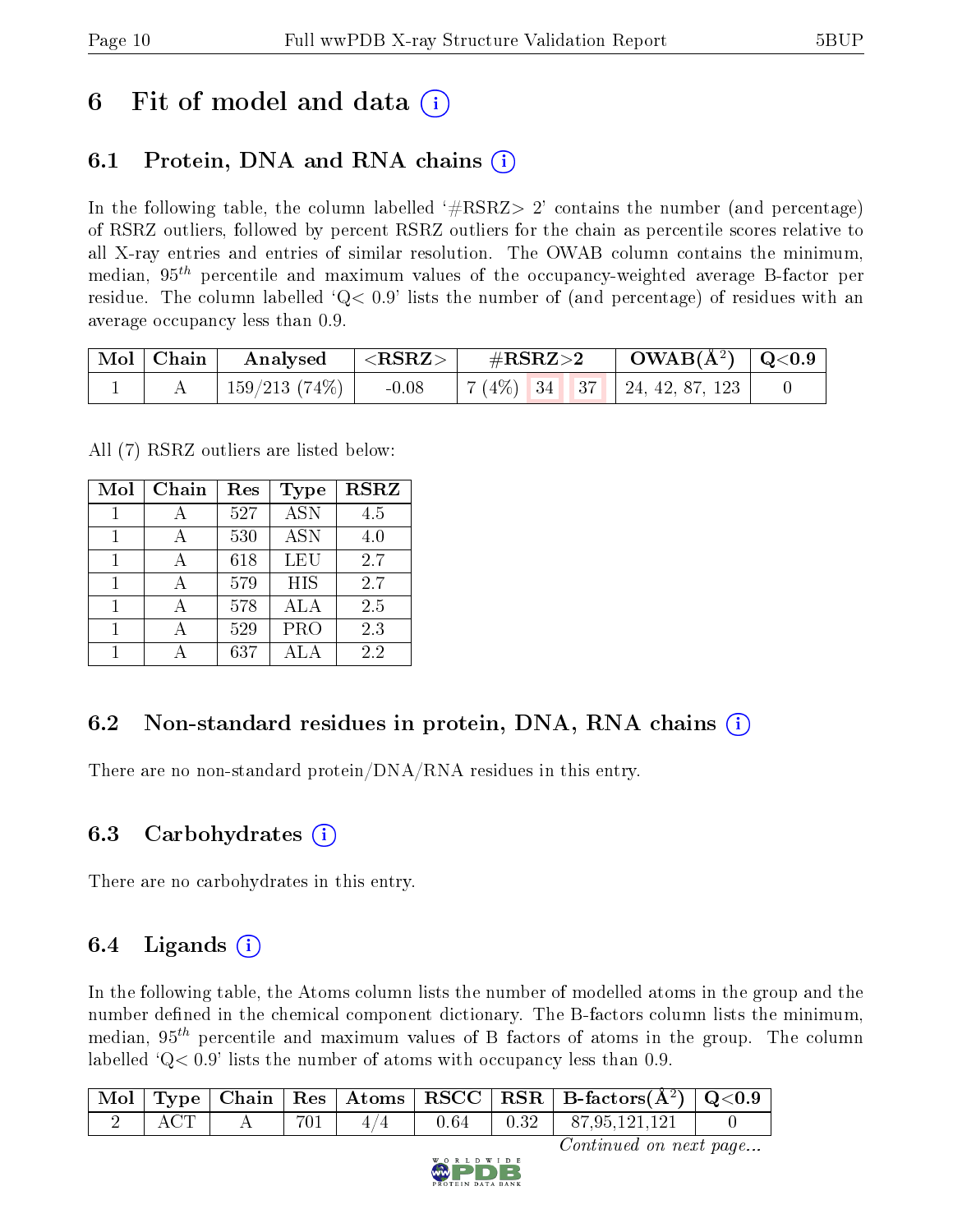# 6 Fit of model and data (i)

## 6.1 Protein, DNA and RNA chains (i)

In the following table, the column labelled '#RSRZ> 2' contains the number (and percentage) of RSRZ outliers, followed by percent RSRZ outliers for the chain as percentile scores relative to all X-ray entries and entries of similar resolution. The OWAB column contains the minimum, median, $95^{th}$ percentile and maximum values of the occupancy-weighted average B-factor per residue. The column labelled 'Q< 0.9' lists the number of (and percentage) of residues with an average occupancy less than 0.9.

| Mol | Chain | Analysed | <RSRZ> | #RSRZ>2 | | | OWAB(Å$^2$) | Q<0.9 |
|---|---|---|---|---|---|---|---|---|
| 1 | A | 159/213 (74%) | -0.08 | 7 (4%) | 34 | 37 | 24, 42, 87, 123 | 0 |

All (7) RSRZ outliers are listed below:

| Mol | Chain | Res | Type | RSRZ |
|---|---|---|---|---|
| 1 | A | 527 | ASN | 4.5 |
| 1 | A | 530 | ASN | 4.0 |
| 1 | A | 618 | LEU | 2.7 |
| 1 | A | 579 | HIS | 2.7 |
| 1 | A | 578 | ALA | 2.5 |
| 1 | A | 529 | PRO | 2.3 |
| 1 | A | 637 | ALA | 2.2 |

## 6.2 Non-standard residues in protein, DNA, RNA chains (i)

There are no non-standard protein/DNA/RNA residues in this entry.

## 6.3 Carbohydrates (i)

There are no carbohydrates in this entry.

## 6.4 Ligands (i)

In the following table, the Atoms column lists the number of modelled atoms in the group and the number defined in the chemical component dictionary. The B-factors column lists the minimum, median, $95^{th}$ percentile and maximum values of B factors of atoms in the group. The column labelled 'Q< 0.9' lists the number of atoms with occupancy less than 0.9.

| Mol | Type | Chain | Res | Atoms | RSCC | RSR | B-factors(Å$^2$) | Q<0.9 |
|---|---|---|---|---|---|---|---|---|
| 2 | ACT | A | 701 | 4/4 | 0.64 | 0.32 | 87,95,121,121 | 0 |

*Continued on next page...*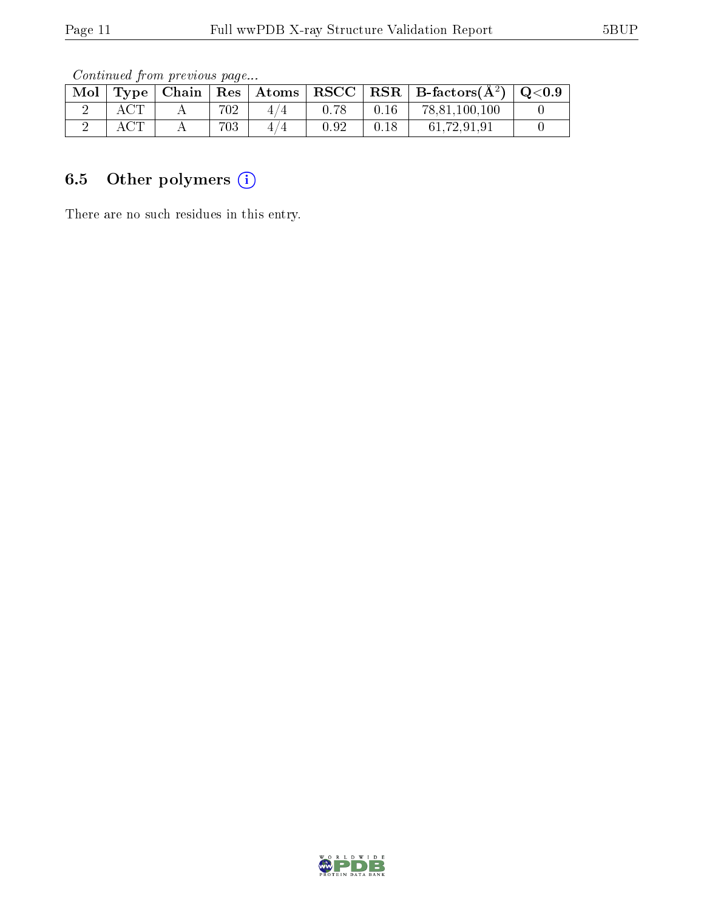*Continued from previous page...*

| Mol | Type | Chain | Res | Atoms | RSCC | RSR | B-factors(Å$^2$) | Q<0.9 |
|---|---|---|---|---|---|---|---|---|
| 2 | ACT | A | 702 | 4/4 | 0.78 | 0.16 | 78,81,100,100 | 0 |
| 2 | ACT | A | 703 | 4/4 | 0.92 | 0.18 | 61,72,91,91 | 0 |

## 6.5 Other polymers

There are no such residues in this entry.